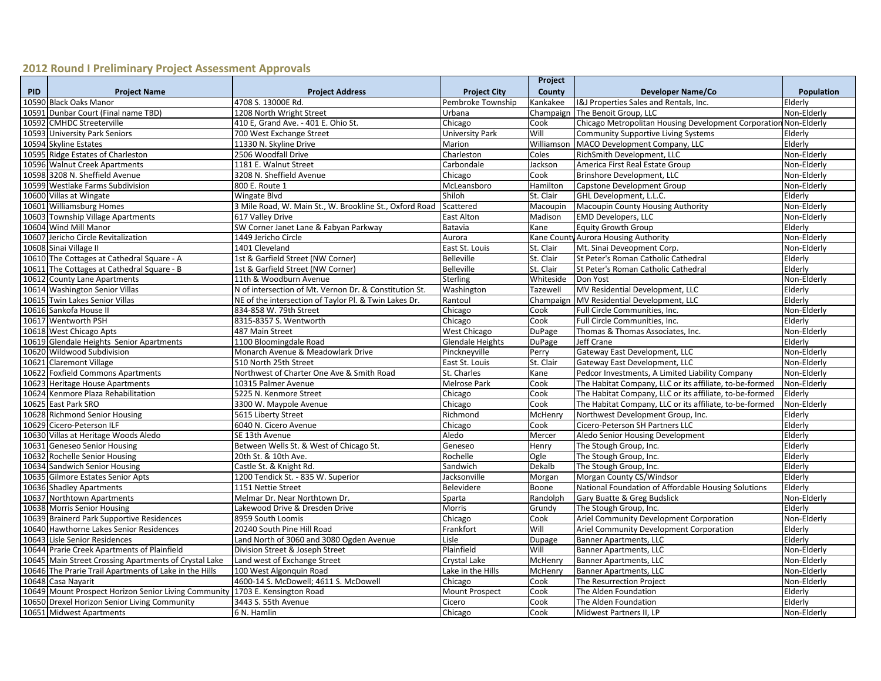## 2012 Round I Preliminary Project Assessment Approvals

| PID | Project Name | Project Address | Project City | Project County | Developer Name/Co | Population |
|---|---|---|---|---|---|---|
| 10590 | Black Oaks Manor | 4708 S. 13000E Rd. | Pembroke Township | Kankakee | I&J Properties Sales and Rentals, Inc. | Elderly |
| 10591 | Dunbar Court (Final name TBD) | 1208 North Wright Street | Urbana | Champaign | The Benoit Group, LLC | Non-Elderly |
| 10592 | CMHDC Streeterville | 410 E, Grand Ave. - 401 E. Ohio St. | Chicago | Cook | Chicago Metropolitan Housing Development Corporation | Non-Elderly |
| 10593 | University Park Seniors | 700 West Exchange Street | University Park | Will | Community Supportive Living Systems | Elderly |
| 10594 | Skyline Estates | 11330 N. Skyline Drive | Marion | Williamson | MACO Development Company, LLC | Elderly |
| 10595 | Ridge Estates of Charleston | 2506 Woodfall Drive | Charleston | Coles | RichSmith Development, LLC | Non-Elderly |
| 10596 | Walnut Creek Apartments | 1181 E. Walnut Street | Carbondale | Jackson | America First Real Estate Group | Non-Elderly |
| 10598 | 3208 N. Sheffield Avenue | 3208 N. Sheffield Avenue | Chicago | Cook | Brinshore Development, LLC | Non-Elderly |
| 10599 | Westlake Farms Subdivision | 800 E. Route 1 | McLeansboro | Hamilton | Capstone Development Group | Non-Elderly |
| 10600 | Villas at Wingate | Wingate Blvd | Shiloh | St. Clair | GHL Development, L.L.C. | Elderly |
| 10601 | Williamsburg Homes | 3 Mile Road, W. Main St., W. Brookline St., Oxford Road | Scattered | Macoupin | Macoupin County Housing Authority | Non-Elderly |
| 10603 | Township Village Apartments | 617 Valley Drive | East Alton | Madison | EMD Developers, LLC | Non-Elderly |
| 10604 | Wind Mill Manor | SW Corner Janet Lane & Fabyan Parkway | Batavia | Kane | Equity Growth Group | Elderly |
| 10607 | Jericho Circle Revitalization | 1449 Jericho Circle | Aurora | Kane County | Aurora Housing Authority | Non-Elderly |
| 10608 | Sinai Village II | 1401 Cleveland | East St. Louis | St. Clair | Mt. Sinai Deveopment Corp. | Non-Elderly |
| 10610 | The Cottages at Cathedral Square - A | 1st & Garfield Street (NW Corner) | Belleville | St. Clair | St Peter's Roman Catholic Cathedral | Elderly |
| 10611 | The Cottages at Cathedral Square - B | 1st & Garfield Street (NW Corner) | Belleville | St. Clair | St Peter's Roman Catholic Cathedral | Elderly |
| 10612 | County Lane Apartments | 11th & Woodburn Avenue | Sterling | Whiteside | Don Yost | Non-Elderly |
| 10614 | Washington Senior Villas | N of intersection of Mt. Vernon Dr. & Constitution St. | Washington | Tazewell | MV Residential Development, LLC | Elderly |
| 10615 | Twin Lakes Senior Villas | NE of the intersection of Taylor Pl. & Twin Lakes Dr. | Rantoul | Champaign | MV Residential Development, LLC | Elderly |
| 10616 | Sankofa House II | 834-858 W. 79th Street | Chicago | Cook | Full Circle Communities, Inc. | Non-Elderly |
| 10617 | Wentworth PSH | 8315-8357 S. Wentworth | Chicago | Cook | Full Circle Communities, Inc. | Elderly |
| 10618 | West Chicago Apts | 487 Main Street | West Chicago | DuPage | Thomas & Thomas Associates, Inc. | Non-Elderly |
| 10619 | Glendale Heights Senior Apartments | 1100 Bloomingdale Road | Glendale Heights | DuPage | Jeff Crane | Elderly |
| 10620 | Wildwood Subdivision | Monarch Avenue & Meadowlark Drive | Pinckneyville | Perry | Gateway East Development, LLC | Non-Elderly |
| 10621 | Claremont Village | 510 North 25th Street | East St. Louis | St. Clair | Gateway East Development, LLC | Non-Elderly |
| 10622 | Foxfield Commons Apartments | Northwest of Charter One Ave & Smith Road | St. Charles | Kane | Pedcor Investments, A Limited Liability Company | Non-Elderly |
| 10623 | Heritage House Apartments | 10315 Palmer Avenue | Melrose Park | Cook | The Habitat Company, LLC or its affiliate, to-be-formed | Non-Elderly |
| 10624 | Kenmore Plaza Rehabilitation | 5225 N. Kenmore Street | Chicago | Cook | The Habitat Company, LLC or its affiliate, to-be-formed | Elderly |
| 10625 | East Park SRO | 3300 W. Maypole Avenue | Chicago | Cook | The Habitat Company, LLC or its affiliate, to-be-formed | Non-Elderly |
| 10628 | Richmond Senior Housing | 5615 Liberty Street | Richmond | McHenry | Northwest Development Group, Inc. | Elderly |
| 10629 | Cicero-Peterson ILF | 6040 N. Cicero Avenue | Chicago | Cook | Cicero-Peterson SH Partners LLC | Elderly |
| 10630 | Villas at Heritage Woods Aledo | SE 13th Avenue | Aledo | Mercer | Aledo Senior Housing Development | Elderly |
| 10631 | Geneseo Senior Housing | Between Wells St. & West of Chicago St. | Geneseo | Henry | The Stough Group, Inc. | Elderly |
| 10632 | Rochelle Senior Housing | 20th St. & 10th Ave. | Rochelle | Ogle | The Stough Group, Inc. | Elderly |
| 10634 | Sandwich Senior Housing | Castle St. & Knight Rd. | Sandwich | Dekalb | The Stough Group, Inc. | Elderly |
| 10635 | Gilmore Estates Senior Apts | 1200 Tendick St. - 835 W. Superior | Jacksonville | Morgan | Morgan County CS/Windsor | Elderly |
| 10636 | Shadley Apartments | 1151 Nettie Street | Belevidere | Boone | National Foundation of Affordable Housing Solutions | Elderly |
| 10637 | Northtown Apartments | Melmar Dr. Near Northtown Dr. | Sparta | Randolph | Gary Buatte & Greg Budslick | Non-Elderly |
| 10638 | Morris Senior Housing | Lakewood Drive & Dresden Drive | Morris | Grundy | The Stough Group, Inc. | Elderly |
| 10639 | Brainerd Park Supportive Residences | 8959 South Loomis | Chicago | Cook | Ariel Community Development Corporation | Non-Elderly |
| 10640 | Hawthorne Lakes Senior Residences | 20240 South Pine Hill Road | Frankfort | Will | Ariel Community Development Corporation | Elderly |
| 10643 | Lisle Senior Residences | Land North of 3060 and 3080 Ogden Avenue | Lisle | Dupage | Banner Apartments, LLC | Elderly |
| 10644 | Prarie Creek Apartments of Plainfield | Division Street & Joseph Street | Plainfield | Will | Banner Apartments, LLC | Non-Elderly |
| 10645 | Main Street Crossing Apartments of Crystal Lake | Land west of Exchange Street | Crystal Lake | McHenry | Banner Apartments, LLC | Non-Elderly |
| 10646 | The Prarie Trail Apartments of Lake in the Hills | 100 West Algonquin Road | Lake in the Hills | McHenry | Banner Apartments, LLC | Non-Elderly |
| 10648 | Casa Nayarit | 4600-14 S. McDowell; 4611 S. McDowell | Chicago | Cook | The Resurrection Project | Non-Elderly |
| 10649 | Mount Prospect Horizon Senior Living Community | 1703 E. Kensington Road | Mount Prospect | Cook | The Alden Foundation | Elderly |
| 10650 | Drexel Horizon Senior Living Community | 3443 S. 55th Avenue | Cicero | Cook | The Alden Foundation | Elderly |
| 10651 | Midwest Apartments | 6 N. Hamlin | Chicago | Cook | Midwest Partners II, LP | Non-Elderly |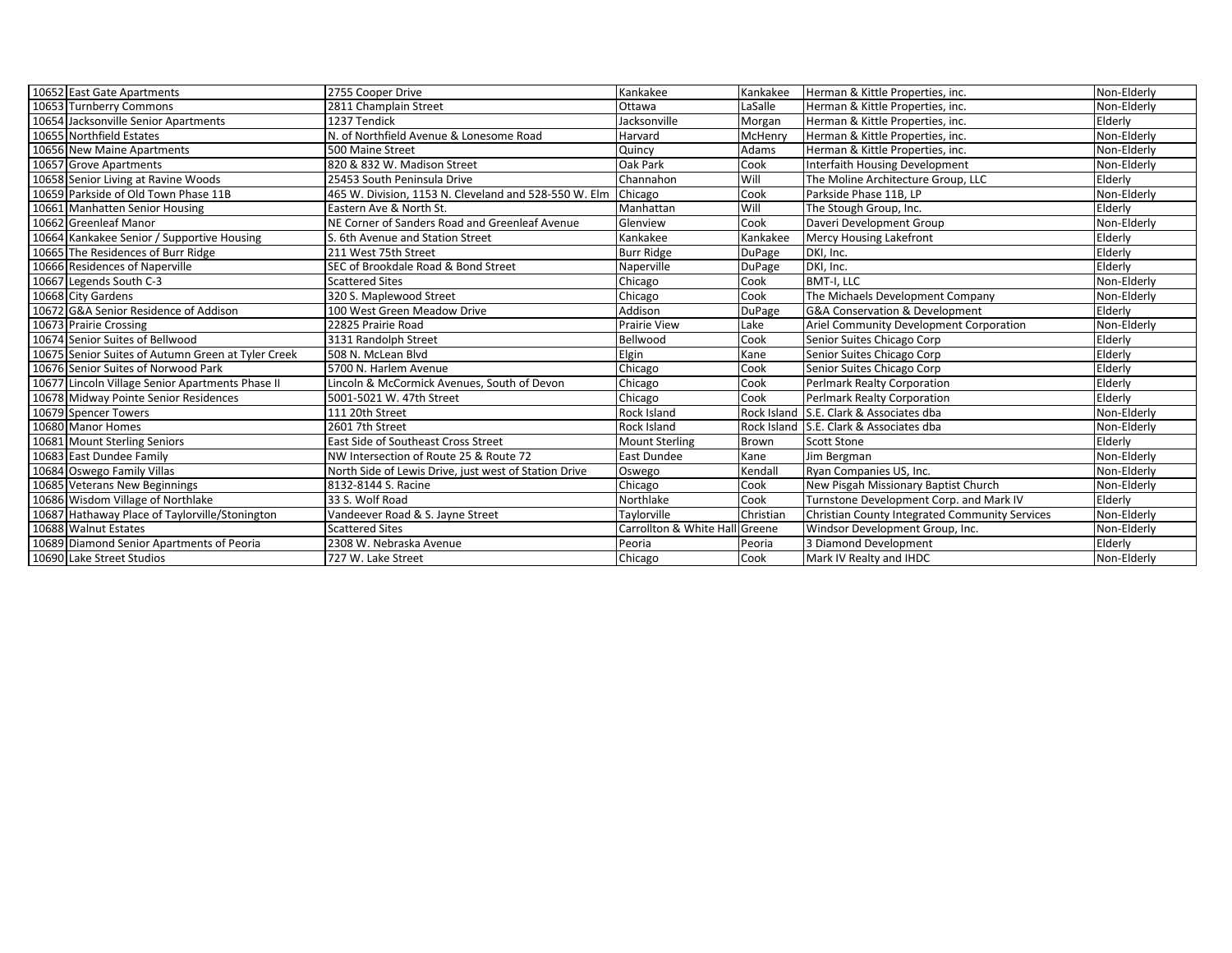| | | | | | | |
|---|---|---|---|---|---|---|
| 10652 | East Gate Apartments | 2755 Cooper Drive | Kankakee | Kankakee | Herman & Kittle Properties, inc. | Non-Elderly |
| 10653 | Turnberry Commons | 2811 Champlain Street | Ottawa | LaSalle | Herman & Kittle Properties, inc. | Non-Elderly |
| 10654 | Jacksonville Senior Apartments | 1237 Tendick | Jacksonville | Morgan | Herman & Kittle Properties, inc. | Elderly |
| 10655 | Northfield Estates | N. of Northfield Avenue & Lonesome Road | Harvard | McHenry | Herman & Kittle Properties, inc. | Non-Elderly |
| 10656 | New Maine Apartments | 500 Maine Street | Quincy | Adams | Herman & Kittle Properties, inc. | Non-Elderly |
| 10657 | Grove Apartments | 820 & 832 W. Madison Street | Oak Park | Cook | Interfaith Housing Development | Non-Elderly |
| 10658 | Senior Living at Ravine Woods | 25453 South Peninsula Drive | Channahon | Will | The Moline Architecture Group, LLC | Elderly |
| 10659 | Parkside of Old Town Phase 11B | 465 W. Division, 1153 N. Cleveland and 528-550 W. Elm | Chicago | Cook | Parkside Phase 11B, LP | Non-Elderly |
| 10661 | Manhatten Senior Housing | Eastern Ave & North St. | Manhattan | Will | The Stough Group, Inc. | Elderly |
| 10662 | Greenleaf Manor | NE Corner of Sanders Road and Greenleaf Avenue | Glenview | Cook | Daveri Development Group | Non-Elderly |
| 10664 | Kankakee Senior / Supportive Housing | S. 6th Avenue and Station Street | Kankakee | Kankakee | Mercy Housing Lakefront | Elderly |
| 10665 | The Residences of Burr Ridge | 211 West 75th Street | Burr Ridge | DuPage | DKI, Inc. | Elderly |
| 10666 | Residences of Naperville | SEC of Brookdale Road & Bond Street | Naperville | DuPage | DKI, Inc. | Elderly |
| 10667 | Legends South C-3 | Scattered Sites | Chicago | Cook | BMT-I, LLC | Non-Elderly |
| 10668 | City Gardens | 320 S. Maplewood Street | Chicago | Cook | The Michaels Development Company | Non-Elderly |
| 10672 | G&A Senior Residence of Addison | 100 West Green Meadow Drive | Addison | DuPage | G&A Conservation & Development | Elderly |
| 10673 | Prairie Crossing | 22825 Prairie Road | Prairie View | Lake | Ariel Community Development Corporation | Non-Elderly |
| 10674 | Senior Suites of Bellwood | 3131 Randolph Street | Bellwood | Cook | Senior Suites Chicago Corp | Elderly |
| 10675 | Senior Suites of Autumn Green at Tyler Creek | 508 N. McLean Blvd | Elgin | Kane | Senior Suites Chicago Corp | Elderly |
| 10676 | Senior Suites of Norwood Park | 5700 N. Harlem Avenue | Chicago | Cook | Senior Suites Chicago Corp | Elderly |
| 10677 | Lincoln Village Senior Apartments Phase II | Lincoln & McCormick Avenues, South of Devon | Chicago | Cook | Perlmark Realty Corporation | Elderly |
| 10678 | Midway Pointe Senior Residences | 5001-5021 W. 47th Street | Chicago | Cook | Perlmark Realty Corporation | Elderly |
| 10679 | Spencer Towers | 111 20th Street | Rock Island | Rock Island | S.E. Clark & Associates dba | Non-Elderly |
| 10680 | Manor Homes | 2601 7th Street | Rock Island | Rock Island | S.E. Clark & Associates dba | Non-Elderly |
| 10681 | Mount Sterling Seniors | East Side of Southeast Cross Street | Mount Sterling | Brown | Scott Stone | Elderly |
| 10683 | East Dundee Family | NW Intersection of Route 25 & Route 72 | East Dundee | Kane | Jim Bergman | Non-Elderly |
| 10684 | Oswego Family Villas | North Side of Lewis Drive, just west of Station Drive | Oswego | Kendall | Ryan Companies US, Inc. | Non-Elderly |
| 10685 | Veterans New Beginnings | 8132-8144 S. Racine | Chicago | Cook | New Pisgah Missionary Baptist Church | Non-Elderly |
| 10686 | Wisdom Village of Northlake | 33 S. Wolf Road | Northlake | Cook | Turnstone Development Corp. and Mark IV | Elderly |
| 10687 | Hathaway Place of Taylorville/Stonington | Vandeever Road & S. Jayne Street | Taylorville | Christian | Christian County Integrated Community Services | Non-Elderly |
| 10688 | Walnut Estates | Scattered Sites | Carrollton & White Hall | Greene | Windsor Development Group, Inc. | Non-Elderly |
| 10689 | Diamond Senior Apartments of Peoria | 2308 W. Nebraska Avenue | Peoria | Peoria | 3 Diamond Development | Elderly |
| 10690 | Lake Street Studios | 727 W. Lake Street | Chicago | Cook | Mark IV Realty and IHDC | Non-Elderly |